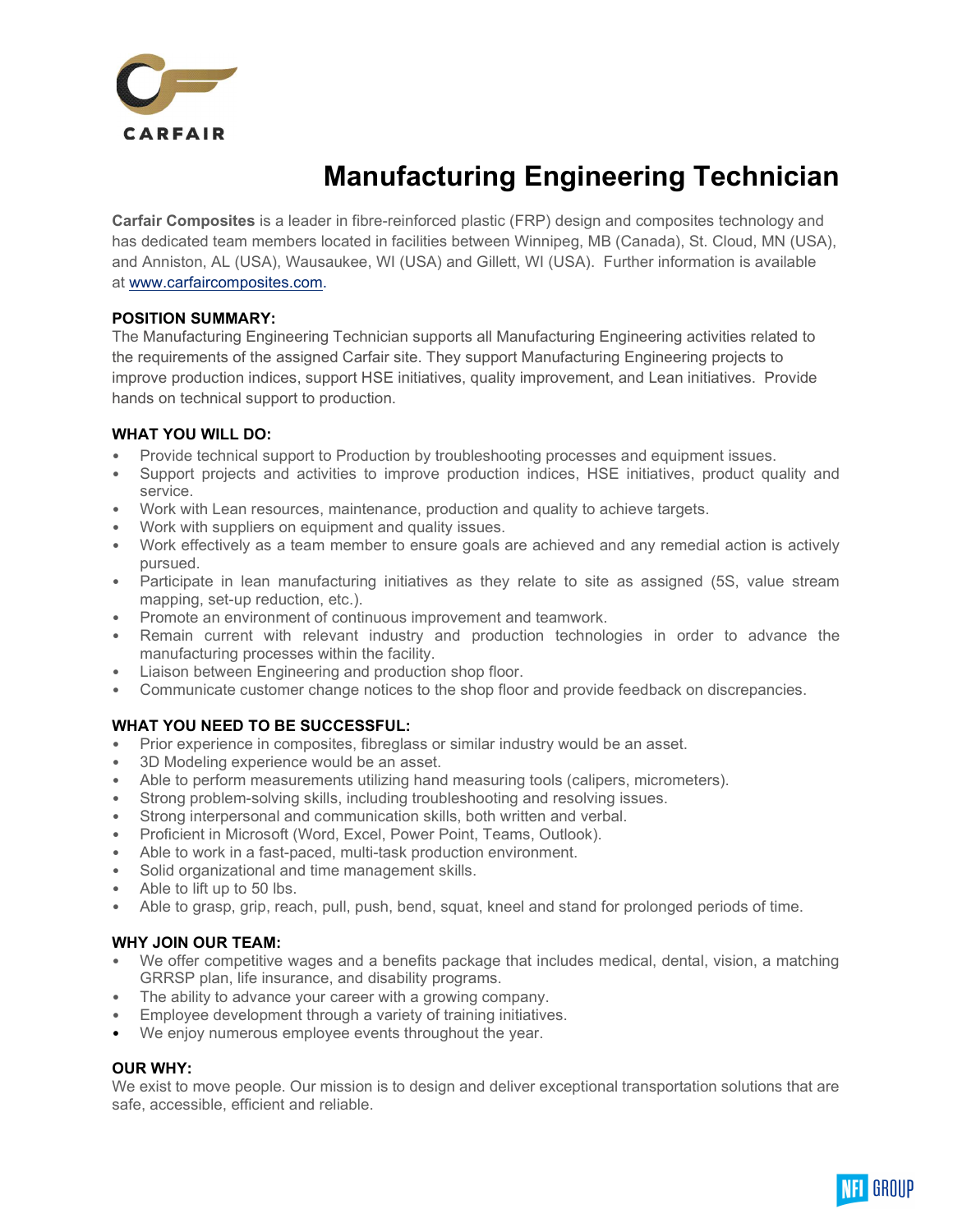CARFAIR

# Manufacturing Engineering Technician

**Carfair Composites** is a leader in fibre-reinforced plastic (FRP) design and composites technology and has dedicated team members located in facilities between Winnipeg, MB (Canada), St. Cloud, MN (USA), and Anniston, AL (USA), Wausaukee, WI (USA) and Gillett, WI (USA). Further information is available at www.carfaircomposites.com.

**POSITION SUMMARY:**

The Manufacturing Engineering Technician supports all Manufacturing Engineering activities related to the requirements of the assigned Carfair site. They support Manufacturing Engineering projects to improve production indices, support HSE initiatives, quality improvement, and Lean initiatives. Provide hands on technical support to production.

**WHAT YOU WILL DO:**

- Provide technical support to Production by troubleshooting processes and equipment issues.
- Support projects and activities to improve production indices, HSE initiatives, product quality and service.
- Work with Lean resources, maintenance, production and quality to achieve targets.
- Work with suppliers on equipment and quality issues.
- Work effectively as a team member to ensure goals are achieved and any remedial action is actively pursued.
- Participate in lean manufacturing initiatives as they relate to site as assigned (5S, value stream mapping, set-up reduction, etc.).
- Promote an environment of continuous improvement and teamwork.
- Remain current with relevant industry and production technologies in order to advance the manufacturing processes within the facility.
- Liaison between Engineering and production shop floor.
- Communicate customer change notices to the shop floor and provide feedback on discrepancies.

**WHAT YOU NEED TO BE SUCCESSFUL:**

- Prior experience in composites, fibreglass or similar industry would be an asset.
- 3D Modeling experience would be an asset.
- Able to perform measurements utilizing hand measuring tools (calipers, micrometers).
- Strong problem-solving skills, including troubleshooting and resolving issues.
- Strong interpersonal and communication skills, both written and verbal.
- Proficient in Microsoft (Word, Excel, Power Point, Teams, Outlook).
- Able to work in a fast-paced, multi-task production environment.
- Solid organizational and time management skills.
- Able to lift up to 50 lbs.
- Able to grasp, grip, reach, pull, push, bend, squat, kneel and stand for prolonged periods of time.

**WHY JOIN OUR TEAM:**

- We offer competitive wages and a benefits package that includes medical, dental, vision, a matching GRRSP plan, life insurance, and disability programs.
- The ability to advance your career with a growing company.
- Employee development through a variety of training initiatives.
- We enjoy numerous employee events throughout the year.

**OUR WHY:**

We exist to move people. Our mission is to design and deliver exceptional transportation solutions that are safe, accessible, efficient and reliable.

NFI GROUP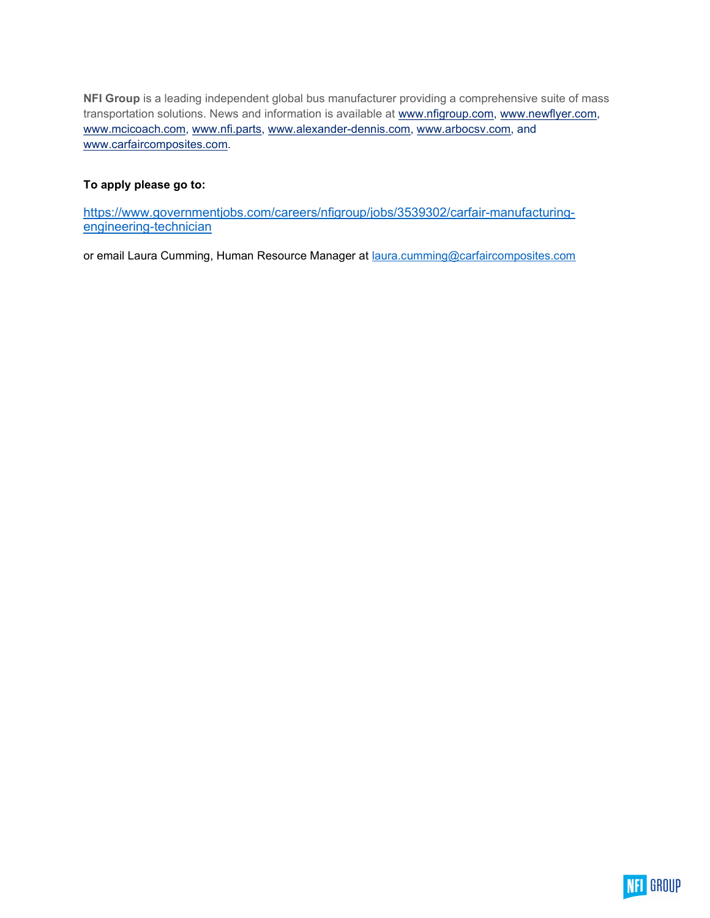**NFI Group** is a leading independent global bus manufacturer providing a comprehensive suite of mass transportation solutions. News and information is available at www.nfigroup.com, www.newflyer.com, www.mcicoach.com, www.nfi.parts, www.alexander-dennis.com, www.arbocsv.com, and www.carfaircomposites.com.

**To apply please go to:**

https://www.governmentjobs.com/careers/nfigroup/jobs/3539302/carfair-manufacturing-engineering-technician

or email Laura Cumming, Human Resource Manager at laura.cumming@carfaircomposites.com